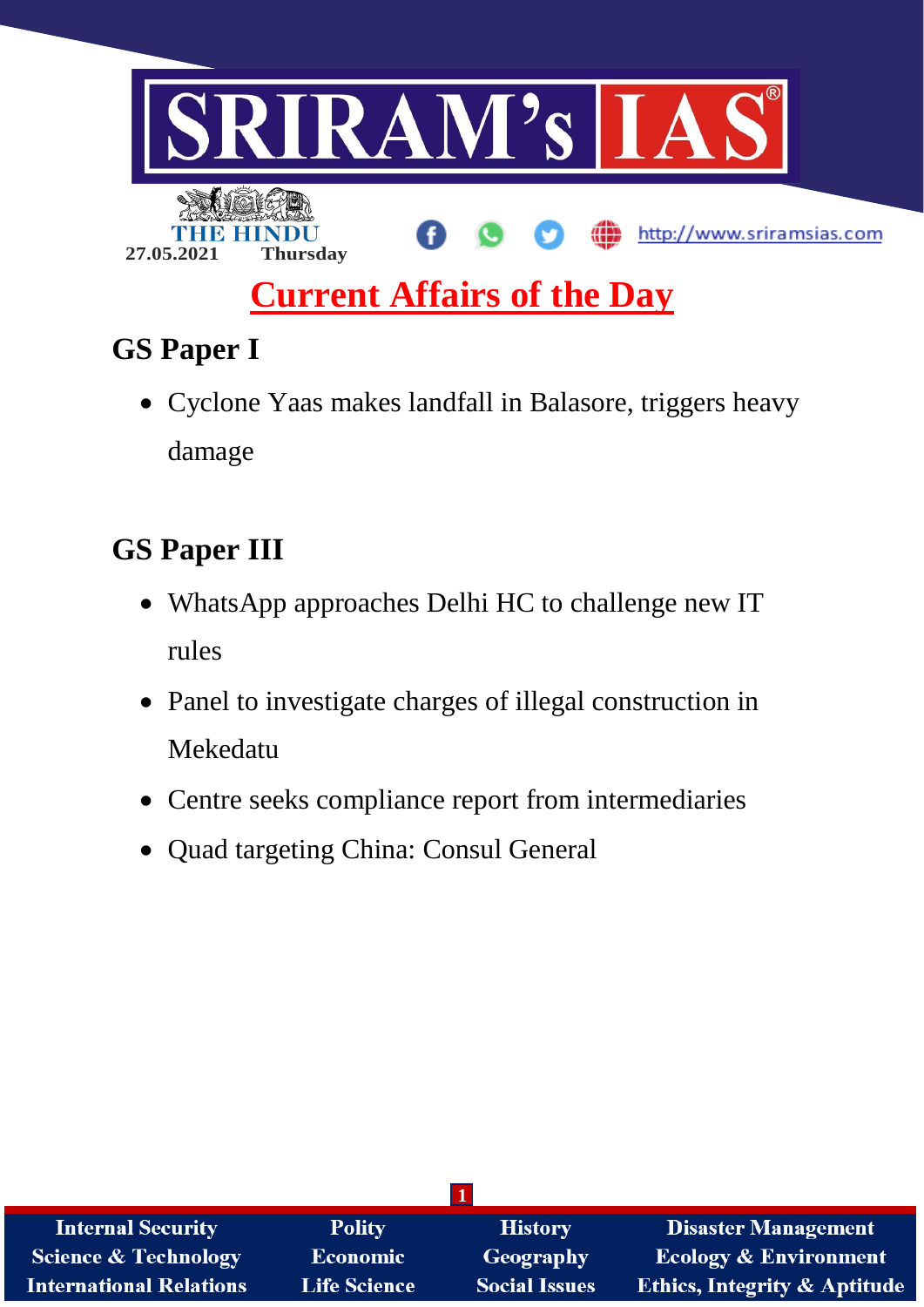27.05.2021 Thursday

# Current Affairs of the Day

## GS Paper I

- Cyclone Yaas makes landfall in Balasore, triggers heavy damage

## GS Paper III

- WhatsApp approaches Delhi HC to challenge new IT rules
- Panel to investigate charges of illegal construction in Mekedatu
- Centre seeks compliance report from intermediaries
- Quad targeting China: Consul General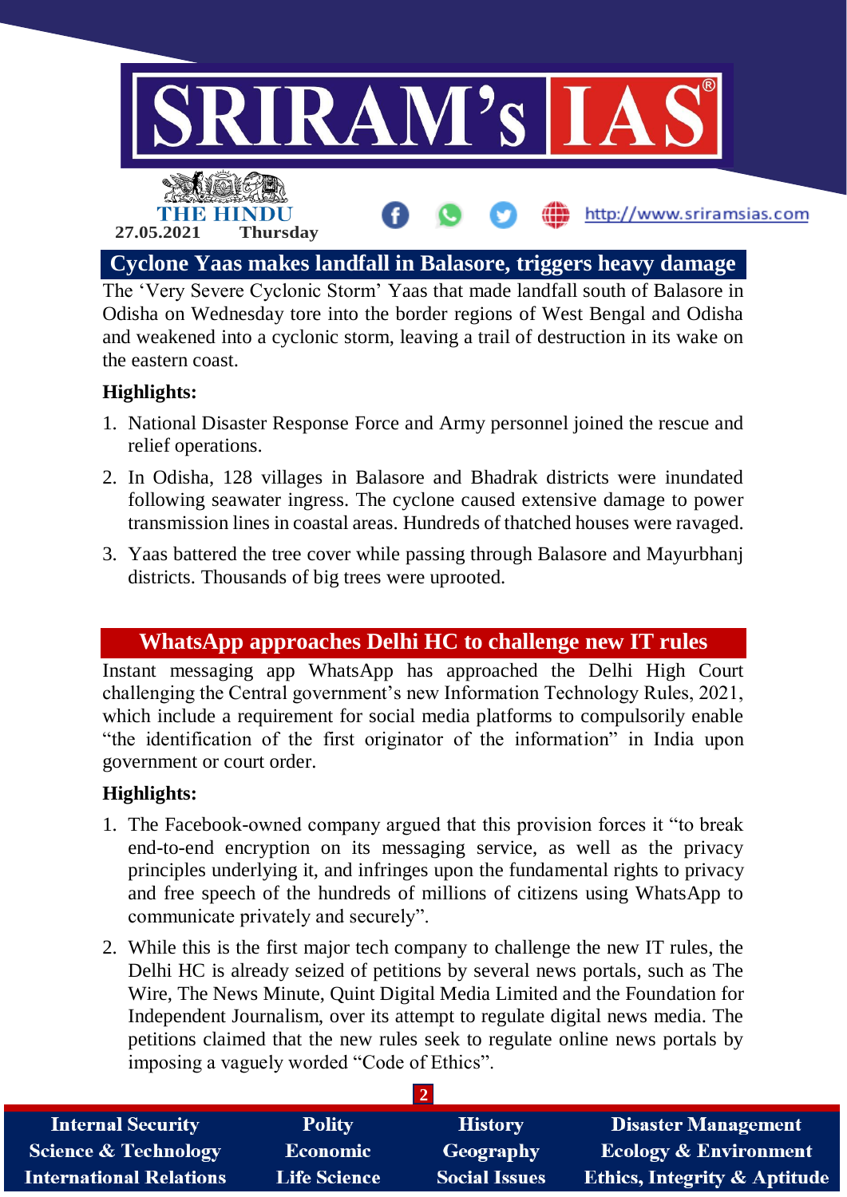## Cyclone Yaas makes landfall in Balasore, triggers heavy damage

The 'Very Severe Cyclonic Storm' Yaas that made landfall south of Balasore in Odisha on Wednesday tore into the border regions of West Bengal and Odisha and weakened into a cyclonic storm, leaving a trail of destruction in its wake on the eastern coast.

**Highlights:**

1. National Disaster Response Force and Army personnel joined the rescue and relief operations.
2. In Odisha, 128 villages in Balasore and Bhadrak districts were inundated following seawater ingress. The cyclone caused extensive damage to power transmission lines in coastal areas. Hundreds of thatched houses were ravaged.
3. Yaas battered the tree cover while passing through Balasore and Mayurbhanj districts. Thousands of big trees were uprooted.

## WhatsApp approaches Delhi HC to challenge new IT rules

Instant messaging app WhatsApp has approached the Delhi High Court challenging the Central government's new Information Technology Rules, 2021, which include a requirement for social media platforms to compulsorily enable "the identification of the first originator of the information" in India upon government or court order.

**Highlights:**

1. The Facebook-owned company argued that this provision forces it "to break end-to-end encryption on its messaging service, as well as the privacy principles underlying it, and infringes upon the fundamental rights to privacy and free speech of the hundreds of millions of citizens using WhatsApp to communicate privately and securely".
2. While this is the first major tech company to challenge the new IT rules, the Delhi HC is already seized of petitions by several news portals, such as The Wire, The News Minute, Quint Digital Media Limited and the Foundation for Independent Journalism, over its attempt to regulate digital news media. The petitions claimed that the new rules seek to regulate online news portals by imposing a vaguely worded "Code of Ethics".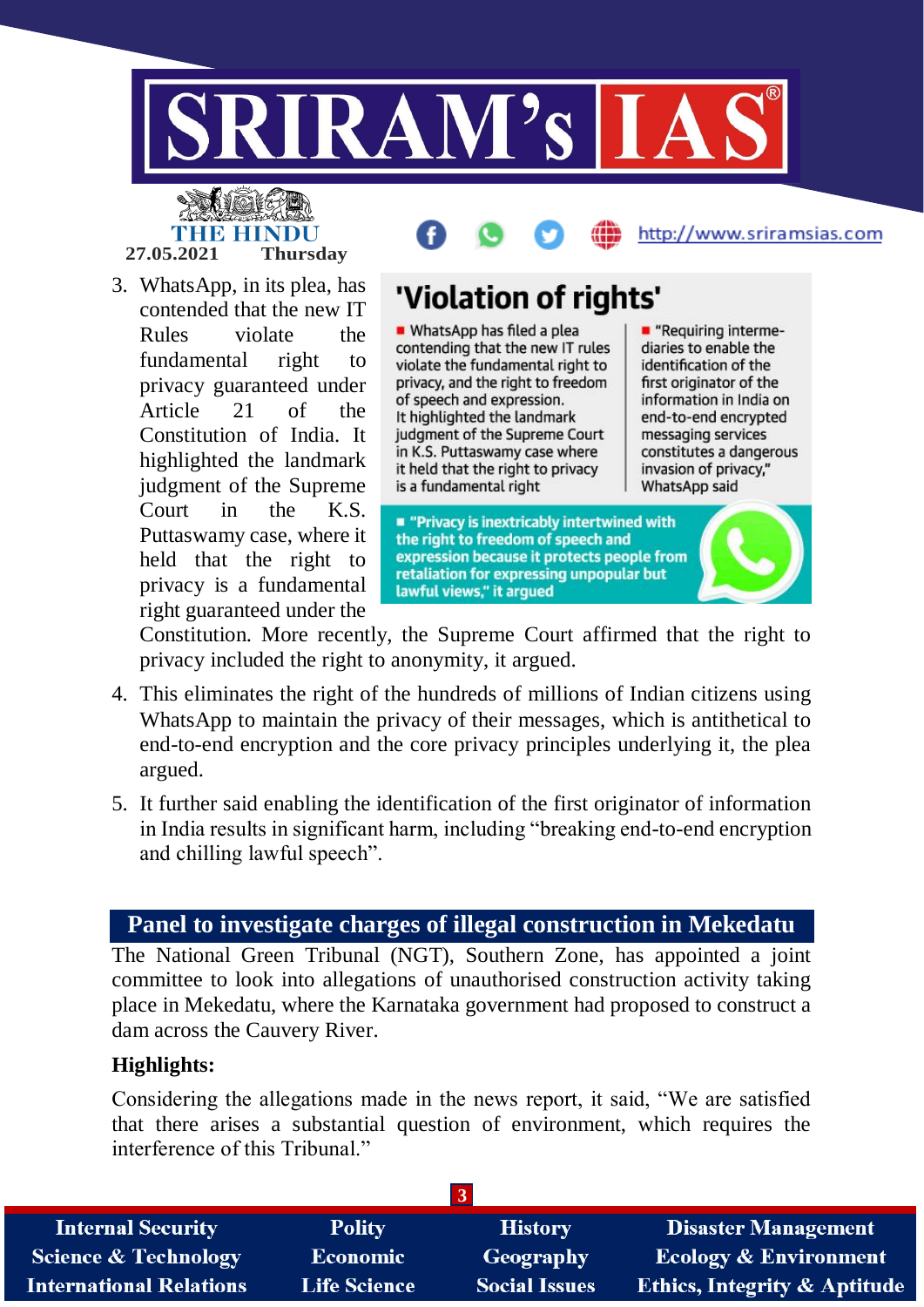3. WhatsApp, in its plea, has contended that the new IT Rules violate the fundamental right to privacy guaranteed under Article 21 of the Constitution of India. It highlighted the landmark judgment of the Supreme Court in the K.S. Puttaswamy case, where it held that the right to privacy is a fundamental right guaranteed under the Constitution. More recently, the Supreme Court affirmed that the right to privacy included the right to anonymity, it argued.

**'Violation of rights'**

- WhatsApp has filed a plea contending that the new IT rules violate the fundamental right to privacy, and the right to freedom of speech and expression. It highlighted the landmark judgment of the Supreme Court in K.S. Puttaswamy case where it held that the right to privacy is a fundamental right
- "Requiring intermediaries to enable the identification of the first originator of the information in India on end-to-end encrypted messaging services constitutes a dangerous invasion of privacy," WhatsApp said
- "Privacy is inextricably intertwined with the right to freedom of speech and expression because it protects people from retaliation for expressing unpopular but lawful views," it argued

4. This eliminates the right of the hundreds of millions of Indian citizens using WhatsApp to maintain the privacy of their messages, which is antithetical to end-to-end encryption and the core privacy principles underlying it, the plea argued.
5. It further said enabling the identification of the first originator of information in India results in significant harm, including "breaking end-to-end encryption and chilling lawful speech".

## Panel to investigate charges of illegal construction in Mekedatu

The National Green Tribunal (NGT), Southern Zone, has appointed a joint committee to look into allegations of unauthorised construction activity taking place in Mekedatu, where the Karnataka government had proposed to construct a dam across the Cauvery River.

**Highlights:**

Considering the allegations made in the news report, it said, "We are satisfied that there arises a substantial question of environment, which requires the interference of this Tribunal."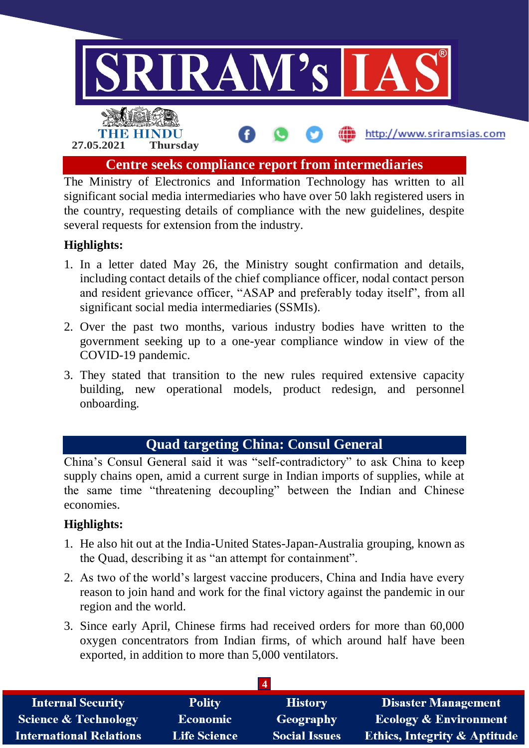## Centre seeks compliance report from intermediaries

The Ministry of Electronics and Information Technology has written to all significant social media intermediaries who have over 50 lakh registered users in the country, requesting details of compliance with the new guidelines, despite several requests for extension from the industry.

**Highlights:**

1. In a letter dated May 26, the Ministry sought confirmation and details, including contact details of the chief compliance officer, nodal contact person and resident grievance officer, "ASAP and preferably today itself", from all significant social media intermediaries (SSMIs).
2. Over the past two months, various industry bodies have written to the government seeking up to a one-year compliance window in view of the COVID-19 pandemic.
3. They stated that transition to the new rules required extensive capacity building, new operational models, product redesign, and personnel onboarding.

## Quad targeting China: Consul General

China's Consul General said it was "self-contradictory" to ask China to keep supply chains open, amid a current surge in Indian imports of supplies, while at the same time "threatening decoupling" between the Indian and Chinese economies.

**Highlights:**

1. He also hit out at the India-United States-Japan-Australia grouping, known as the Quad, describing it as "an attempt for containment".
2. As two of the world's largest vaccine producers, China and India have every reason to join hand and work for the final victory against the pandemic in our region and the world.
3. Since early April, Chinese firms had received orders for more than 60,000 oxygen concentrators from Indian firms, of which around half have been exported, in addition to more than 5,000 ventilators.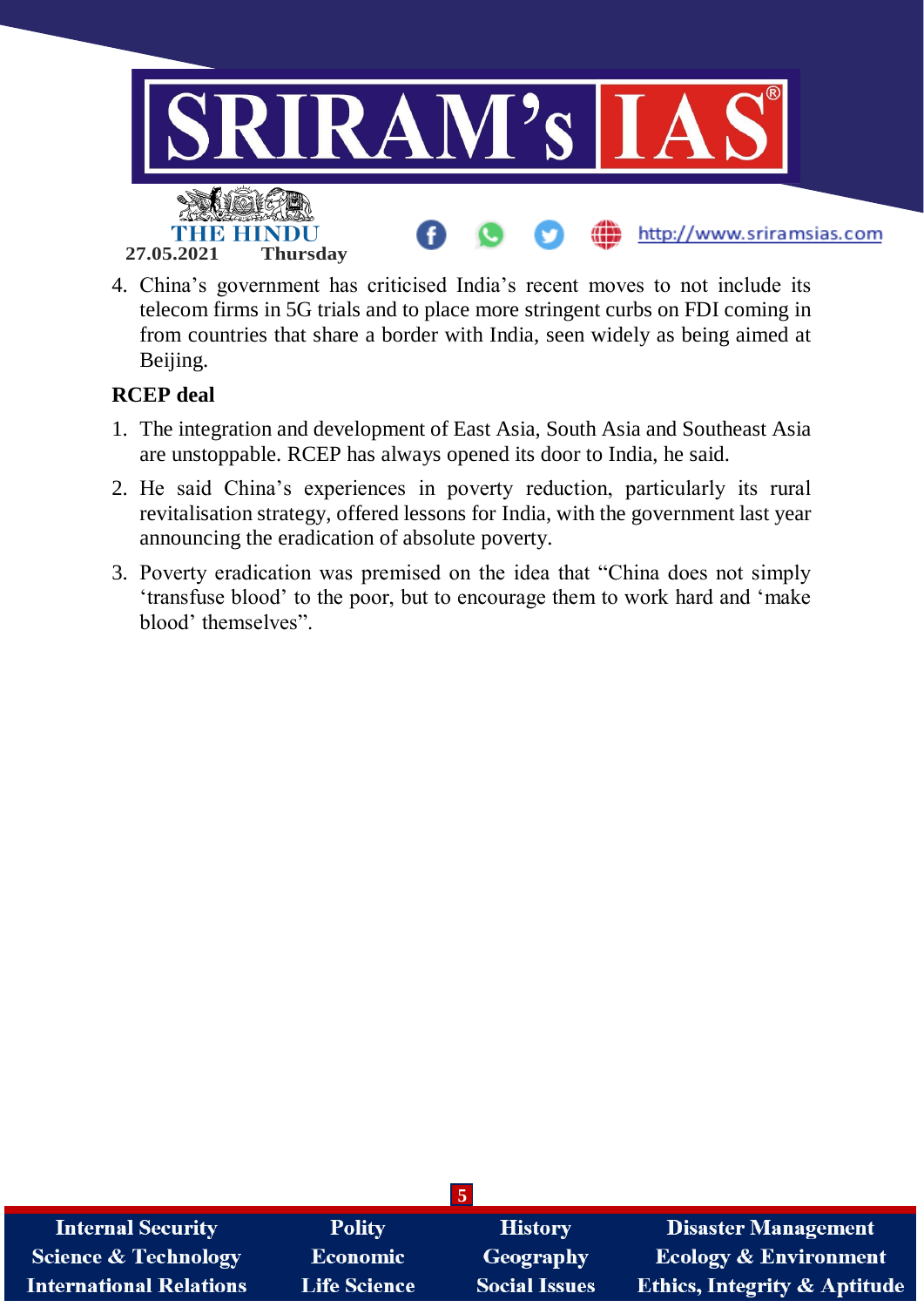4. China's government has criticised India's recent moves to not include its telecom firms in 5G trials and to place more stringent curbs on FDI coming in from countries that share a border with India, seen widely as being aimed at Beijing.

**RCEP deal**

1. The integration and development of East Asia, South Asia and Southeast Asia are unstoppable. RCEP has always opened its door to India, he said.
2. He said China's experiences in poverty reduction, particularly its rural revitalisation strategy, offered lessons for India, with the government last year announcing the eradication of absolute poverty.
3. Poverty eradication was premised on the idea that "China does not simply 'transfuse blood' to the poor, but to encourage them to work hard and 'make blood' themselves".